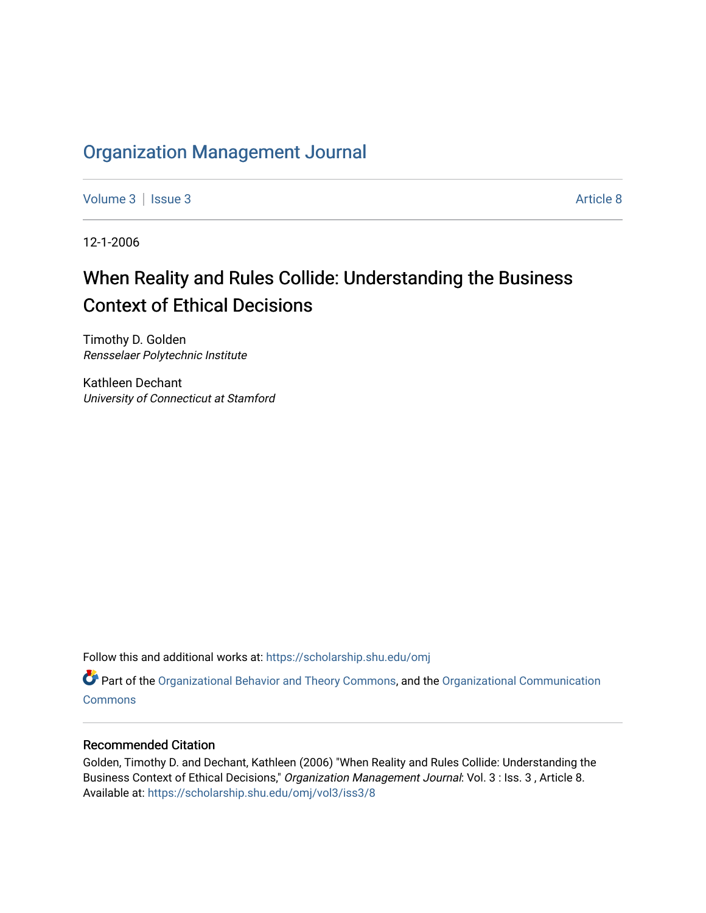# Organization Management Journal

Volume 3 | Issue 3 | Article 8

12-1-2006

## When Reality and Rules Collide: Understanding the Business Context of Ethical Decisions

Timothy D. Golden
*Rensselaer Polytechnic Institute*

Kathleen Dechant
*University of Connecticut at Stamford*

Follow this and additional works at: https://scholarship.shu.edu/omj

Part of the Organizational Behavior and Theory Commons, and the Organizational Communication Commons

### Recommended Citation

Golden, Timothy D. and Dechant, Kathleen (2006) "When Reality and Rules Collide: Understanding the Business Context of Ethical Decisions," *Organization Management Journal*: Vol. 3 : Iss. 3 , Article 8.
Available at: https://scholarship.shu.edu/omj/vol3/iss3/8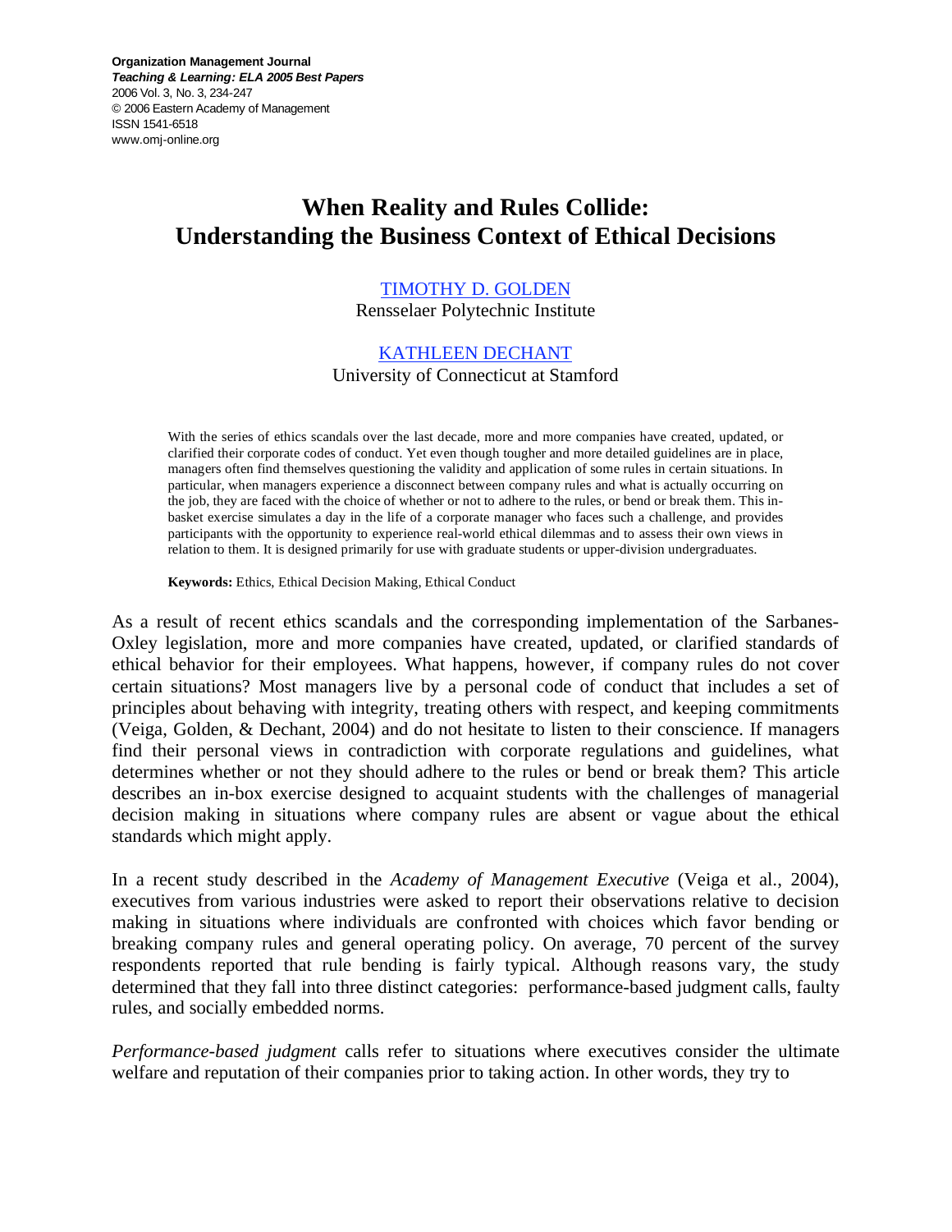**Organization Management Journal**
***Teaching & Learning: ELA 2005 Best Papers***
2006 Vol. 3, No. 3, 234-247
© 2006 Eastern Academy of Management
ISSN 1541-6518
www.omj-online.org

# When Reality and Rules Collide: Understanding the Business Context of Ethical Decisions

TIMOTHY D. GOLDEN
Rensselaer Polytechnic Institute

KATHLEEN DECHANT
University of Connecticut at Stamford

With the series of ethics scandals over the last decade, more and more companies have created, updated, or clarified their corporate codes of conduct. Yet even though tougher and more detailed guidelines are in place, managers often find themselves questioning the validity and application of some rules in certain situations. In particular, when managers experience a disconnect between company rules and what is actually occurring on the job, they are faced with the choice of whether or not to adhere to the rules, or bend or break them. This in-basket exercise simulates a day in the life of a corporate manager who faces such a challenge, and provides participants with the opportunity to experience real-world ethical dilemmas and to assess their own views in relation to them. It is designed primarily for use with graduate students or upper-division undergraduates.

**Keywords:** Ethics, Ethical Decision Making, Ethical Conduct

As a result of recent ethics scandals and the corresponding implementation of the Sarbanes-Oxley legislation, more and more companies have created, updated, or clarified standards of ethical behavior for their employees. What happens, however, if company rules do not cover certain situations? Most managers live by a personal code of conduct that includes a set of principles about behaving with integrity, treating others with respect, and keeping commitments (Veiga, Golden, & Dechant, 2004) and do not hesitate to listen to their conscience. If managers find their personal views in contradiction with corporate regulations and guidelines, what determines whether or not they should adhere to the rules or bend or break them? This article describes an in-box exercise designed to acquaint students with the challenges of managerial decision making in situations where company rules are absent or vague about the ethical standards which might apply.

In a recent study described in the *Academy of Management Executive* (Veiga et al., 2004), executives from various industries were asked to report their observations relative to decision making in situations where individuals are confronted with choices which favor bending or breaking company rules and general operating policy. On average, 70 percent of the survey respondents reported that rule bending is fairly typical. Although reasons vary, the study determined that they fall into three distinct categories: performance-based judgment calls, faulty rules, and socially embedded norms.

*Performance-based judgment* calls refer to situations where executives consider the ultimate welfare and reputation of their companies prior to taking action. In other words, they try to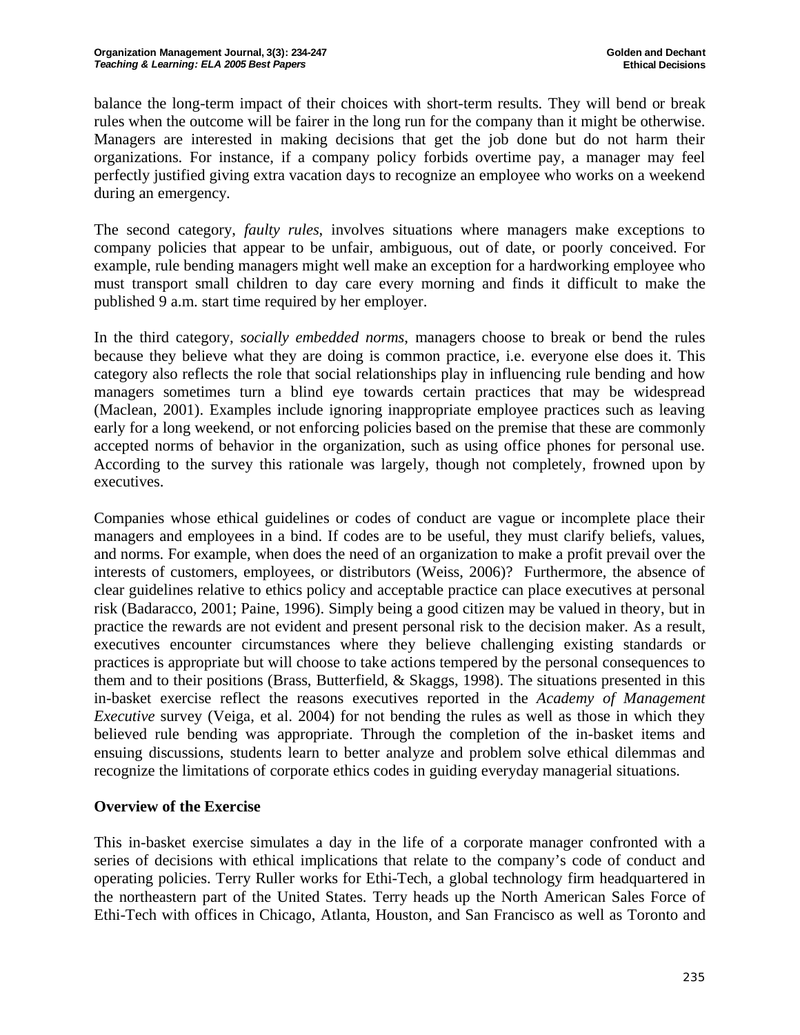balance the long-term impact of their choices with short-term results. They will bend or break rules when the outcome will be fairer in the long run for the company than it might be otherwise. Managers are interested in making decisions that get the job done but do not harm their organizations. For instance, if a company policy forbids overtime pay, a manager may feel perfectly justified giving extra vacation days to recognize an employee who works on a weekend during an emergency.

The second category, *faulty rules*, involves situations where managers make exceptions to company policies that appear to be unfair, ambiguous, out of date, or poorly conceived. For example, rule bending managers might well make an exception for a hardworking employee who must transport small children to day care every morning and finds it difficult to make the published 9 a.m. start time required by her employer.

In the third category, *socially embedded norms*, managers choose to break or bend the rules because they believe what they are doing is common practice, i.e. everyone else does it. This category also reflects the role that social relationships play in influencing rule bending and how managers sometimes turn a blind eye towards certain practices that may be widespread (Maclean, 2001). Examples include ignoring inappropriate employee practices such as leaving early for a long weekend, or not enforcing policies based on the premise that these are commonly accepted norms of behavior in the organization, such as using office phones for personal use. According to the survey this rationale was largely, though not completely, frowned upon by executives.

Companies whose ethical guidelines or codes of conduct are vague or incomplete place their managers and employees in a bind. If codes are to be useful, they must clarify beliefs, values, and norms. For example, when does the need of an organization to make a profit prevail over the interests of customers, employees, or distributors (Weiss, 2006)? Furthermore, the absence of clear guidelines relative to ethics policy and acceptable practice can place executives at personal risk (Badaracco, 2001; Paine, 1996). Simply being a good citizen may be valued in theory, but in practice the rewards are not evident and present personal risk to the decision maker. As a result, executives encounter circumstances where they believe challenging existing standards or practices is appropriate but will choose to take actions tempered by the personal consequences to them and to their positions (Brass, Butterfield, & Skaggs, 1998). The situations presented in this in-basket exercise reflect the reasons executives reported in the *Academy of Management Executive* survey (Veiga, et al. 2004) for not bending the rules as well as those in which they believed rule bending was appropriate. Through the completion of the in-basket items and ensuing discussions, students learn to better analyze and problem solve ethical dilemmas and recognize the limitations of corporate ethics codes in guiding everyday managerial situations.

## Overview of the Exercise

This in-basket exercise simulates a day in the life of a corporate manager confronted with a series of decisions with ethical implications that relate to the company's code of conduct and operating policies. Terry Ruller works for Ethi-Tech, a global technology firm headquartered in the northeastern part of the United States. Terry heads up the North American Sales Force of Ethi-Tech with offices in Chicago, Atlanta, Houston, and San Francisco as well as Toronto and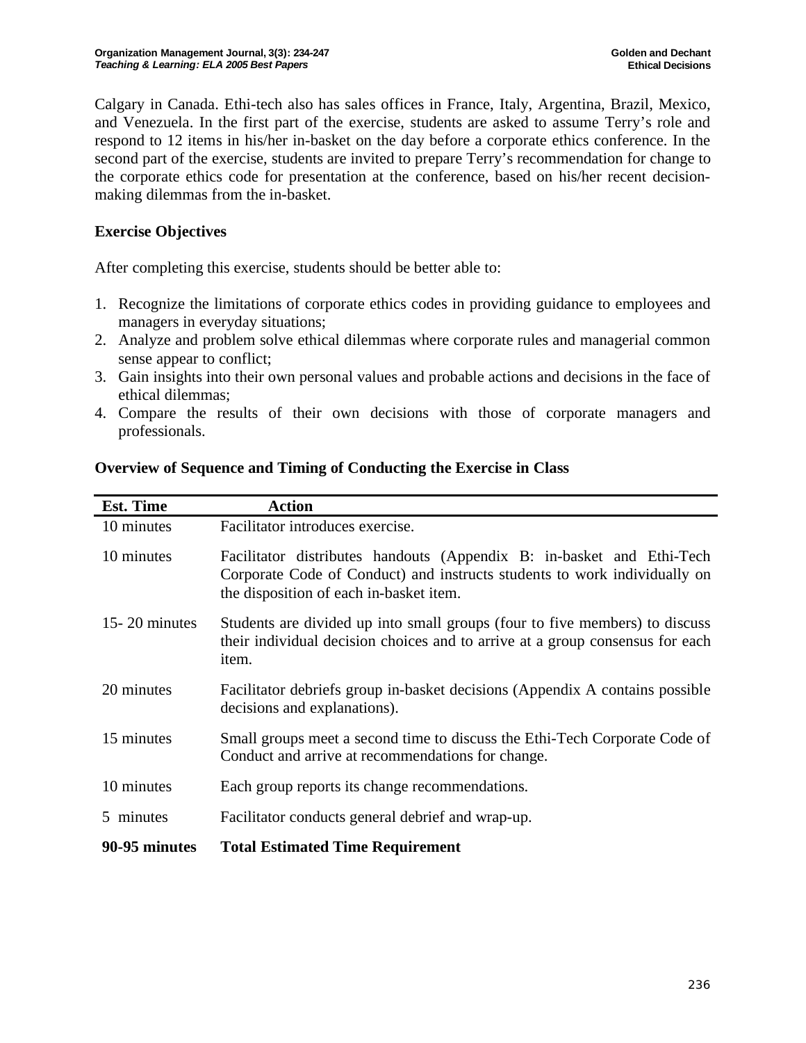Calgary in Canada. Ethi-tech also has sales offices in France, Italy, Argentina, Brazil, Mexico, and Venezuela. In the first part of the exercise, students are asked to assume Terry's role and respond to 12 items in his/her in-basket on the day before a corporate ethics conference. In the second part of the exercise, students are invited to prepare Terry's recommendation for change to the corporate ethics code for presentation at the conference, based on his/her recent decision-making dilemmas from the in-basket.

### Exercise Objectives

After completing this exercise, students should be better able to:

1. Recognize the limitations of corporate ethics codes in providing guidance to employees and managers in everyday situations;
2. Analyze and problem solve ethical dilemmas where corporate rules and managerial common sense appear to conflict;
3. Gain insights into their own personal values and probable actions and decisions in the face of ethical dilemmas;
4. Compare the results of their own decisions with those of corporate managers and professionals.

### Overview of Sequence and Timing of Conducting the Exercise in Class

| Est. Time | Action |
|---|---|
| 10 minutes | Facilitator introduces exercise. |
| 10 minutes | Facilitator distributes handouts (Appendix B: in-basket and Ethi-Tech Corporate Code of Conduct) and instructs students to work individually on the disposition of each in-basket item. |
| 15- 20 minutes | Students are divided up into small groups (four to five members) to discuss their individual decision choices and to arrive at a group consensus for each item. |
| 20 minutes | Facilitator debriefs group in-basket decisions (Appendix A contains possible decisions and explanations). |
| 15 minutes | Small groups meet a second time to discuss the Ethi-Tech Corporate Code of Conduct and arrive at recommendations for change. |
| 10 minutes | Each group reports its change recommendations. |
| 5 minutes | Facilitator conducts general debrief and wrap-up. |
| **90-95 minutes** | **Total Estimated Time Requirement** |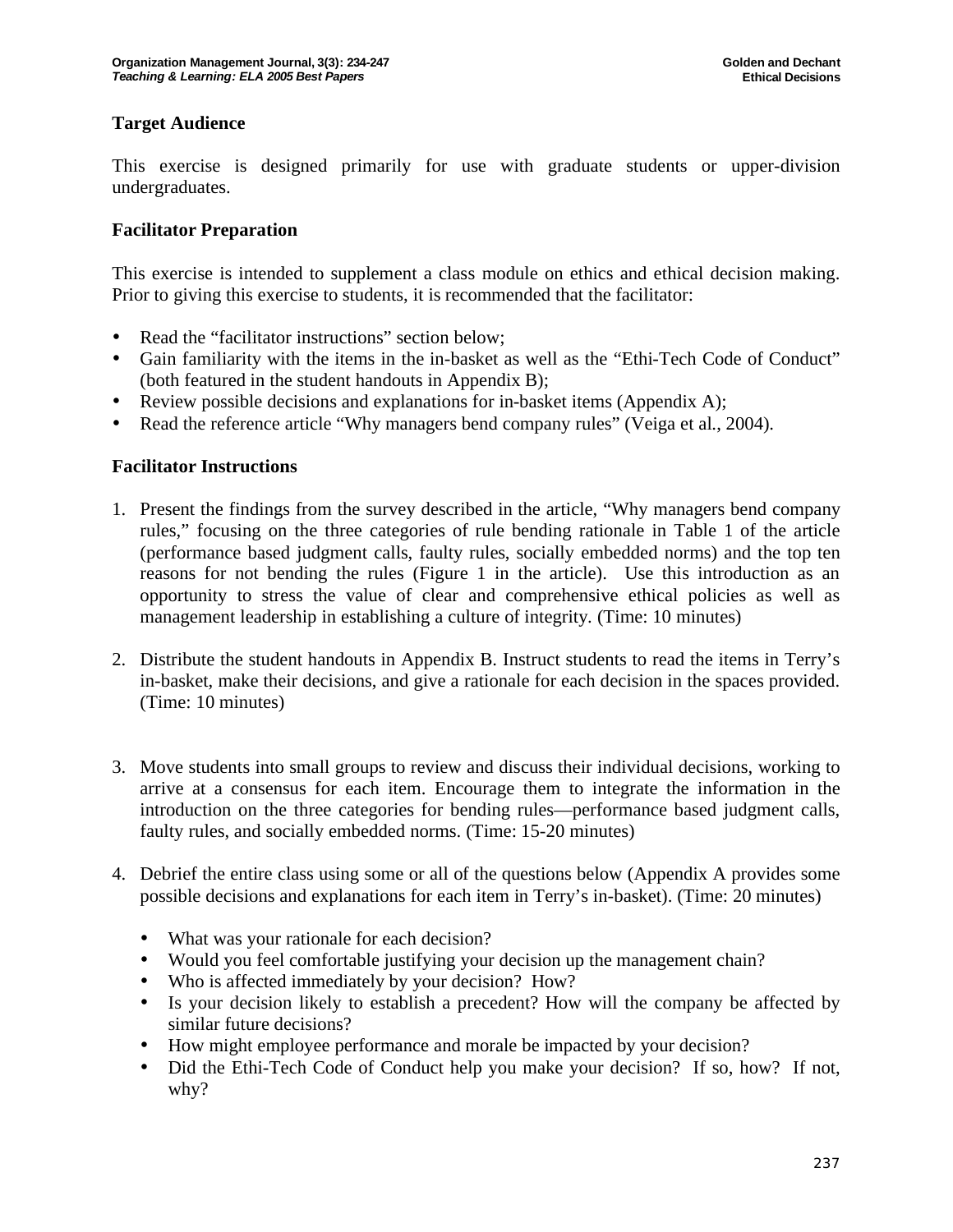### Target Audience

This exercise is designed primarily for use with graduate students or upper-division undergraduates.

### Facilitator Preparation

This exercise is intended to supplement a class module on ethics and ethical decision making. Prior to giving this exercise to students, it is recommended that the facilitator:

- Read the "facilitator instructions" section below;
- Gain familiarity with the items in the in-basket as well as the "Ethi-Tech Code of Conduct" (both featured in the student handouts in Appendix B);
- Review possible decisions and explanations for in-basket items (Appendix A);
- Read the reference article "Why managers bend company rules" (Veiga et al., 2004).

### Facilitator Instructions

1. Present the findings from the survey described in the article, "Why managers bend company rules," focusing on the three categories of rule bending rationale in Table 1 of the article (performance based judgment calls, faulty rules, socially embedded norms) and the top ten reasons for not bending the rules (Figure 1 in the article). Use this introduction as an opportunity to stress the value of clear and comprehensive ethical policies as well as management leadership in establishing a culture of integrity. (Time: 10 minutes)

2. Distribute the student handouts in Appendix B. Instruct students to read the items in Terry's in-basket, make their decisions, and give a rationale for each decision in the spaces provided. (Time: 10 minutes)

3. Move students into small groups to review and discuss their individual decisions, working to arrive at a consensus for each item. Encourage them to integrate the information in the introduction on the three categories for bending rules—performance based judgment calls, faulty rules, and socially embedded norms. (Time: 15-20 minutes)

4. Debrief the entire class using some or all of the questions below (Appendix A provides some possible decisions and explanations for each item in Terry's in-basket). (Time: 20 minutes)

   - What was your rationale for each decision?
   - Would you feel comfortable justifying your decision up the management chain?
   - Who is affected immediately by your decision? How?
   - Is your decision likely to establish a precedent? How will the company be affected by similar future decisions?
   - How might employee performance and morale be impacted by your decision?
   - Did the Ethi-Tech Code of Conduct help you make your decision? If so, how? If not, why?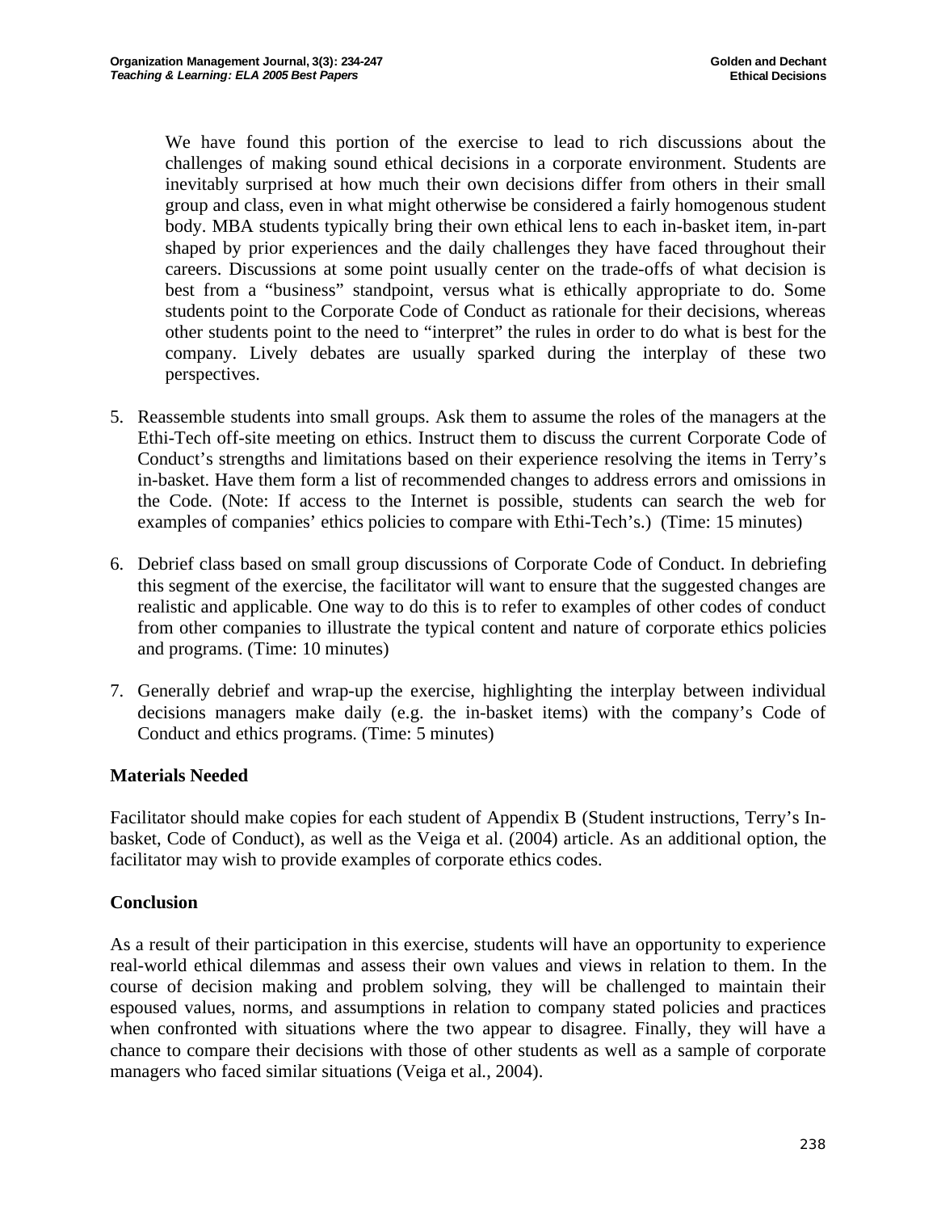We have found this portion of the exercise to lead to rich discussions about the challenges of making sound ethical decisions in a corporate environment. Students are inevitably surprised at how much their own decisions differ from others in their small group and class, even in what might otherwise be considered a fairly homogenous student body. MBA students typically bring their own ethical lens to each in-basket item, in-part shaped by prior experiences and the daily challenges they have faced throughout their careers. Discussions at some point usually center on the trade-offs of what decision is best from a "business" standpoint, versus what is ethically appropriate to do. Some students point to the Corporate Code of Conduct as rationale for their decisions, whereas other students point to the need to "interpret" the rules in order to do what is best for the company. Lively debates are usually sparked during the interplay of these two perspectives.

5. Reassemble students into small groups. Ask them to assume the roles of the managers at the Ethi-Tech off-site meeting on ethics. Instruct them to discuss the current Corporate Code of Conduct's strengths and limitations based on their experience resolving the items in Terry's in-basket. Have them form a list of recommended changes to address errors and omissions in the Code. (Note: If access to the Internet is possible, students can search the web for examples of companies' ethics policies to compare with Ethi-Tech's.) (Time: 15 minutes)

6. Debrief class based on small group discussions of Corporate Code of Conduct. In debriefing this segment of the exercise, the facilitator will want to ensure that the suggested changes are realistic and applicable. One way to do this is to refer to examples of other codes of conduct from other companies to illustrate the typical content and nature of corporate ethics policies and programs. (Time: 10 minutes)

7. Generally debrief and wrap-up the exercise, highlighting the interplay between individual decisions managers make daily (e.g. the in-basket items) with the company's Code of Conduct and ethics programs. (Time: 5 minutes)

### Materials Needed

Facilitator should make copies for each student of Appendix B (Student instructions, Terry's In-basket, Code of Conduct), as well as the Veiga et al. (2004) article. As an additional option, the facilitator may wish to provide examples of corporate ethics codes.

### Conclusion

As a result of their participation in this exercise, students will have an opportunity to experience real-world ethical dilemmas and assess their own values and views in relation to them. In the course of decision making and problem solving, they will be challenged to maintain their espoused values, norms, and assumptions in relation to company stated policies and practices when confronted with situations where the two appear to disagree. Finally, they will have a chance to compare their decisions with those of other students as well as a sample of corporate managers who faced similar situations (Veiga et al., 2004).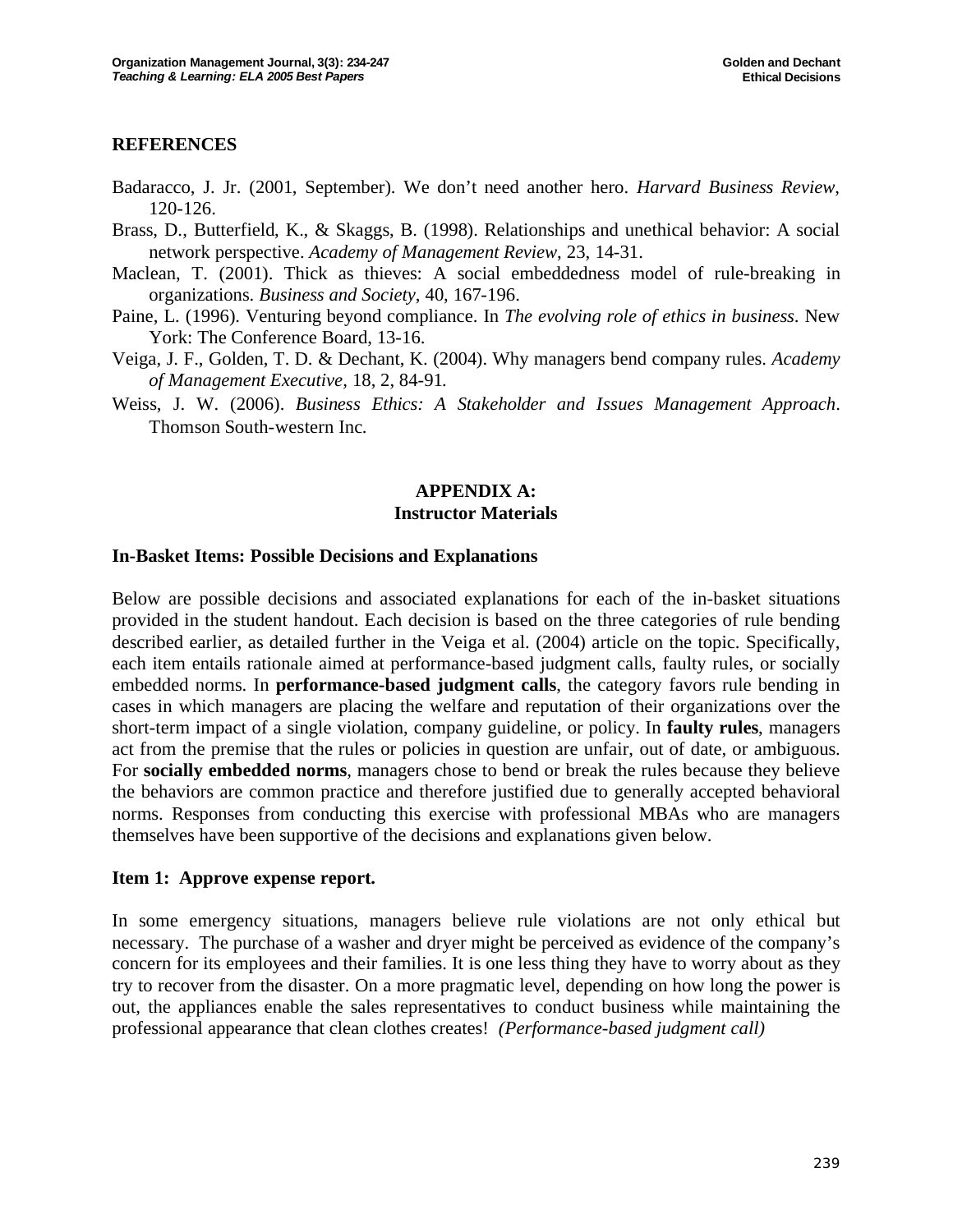## REFERENCES

Badaracco, J. Jr. (2001, September). We don't need another hero. *Harvard Business Review*, 120-126.

Brass, D., Butterfield, K., & Skaggs, B. (1998). Relationships and unethical behavior: A social network perspective. *Academy of Management Review*, 23, 14-31.

Maclean, T. (2001). Thick as thieves: A social embeddedness model of rule-breaking in organizations. *Business and Society*, 40, 167-196.

Paine, L. (1996). Venturing beyond compliance. In *The evolving role of ethics in business*. New York: The Conference Board, 13-16.

Veiga, J. F., Golden, T. D. & Dechant, K. (2004). Why managers bend company rules. *Academy of Management Executive*, 18, 2, 84-91.

Weiss, J. W. (2006). *Business Ethics: A Stakeholder and Issues Management Approach*. Thomson South-western Inc.

## APPENDIX A: Instructor Materials

### In-Basket Items: Possible Decisions and Explanations

Below are possible decisions and associated explanations for each of the in-basket situations provided in the student handout. Each decision is based on the three categories of rule bending described earlier, as detailed further in the Veiga et al. (2004) article on the topic. Specifically, each item entails rationale aimed at performance-based judgment calls, faulty rules, or socially embedded norms. In **performance-based judgment calls**, the category favors rule bending in cases in which managers are placing the welfare and reputation of their organizations over the short-term impact of a single violation, company guideline, or policy. In **faulty rules**, managers act from the premise that the rules or policies in question are unfair, out of date, or ambiguous. For **socially embedded norms**, managers chose to bend or break the rules because they believe the behaviors are common practice and therefore justified due to generally accepted behavioral norms. Responses from conducting this exercise with professional MBAs who are managers themselves have been supportive of the decisions and explanations given below.

### Item 1: Approve expense report.

In some emergency situations, managers believe rule violations are not only ethical but necessary. The purchase of a washer and dryer might be perceived as evidence of the company's concern for its employees and their families. It is one less thing they have to worry about as they try to recover from the disaster. On a more pragmatic level, depending on how long the power is out, the appliances enable the sales representatives to conduct business while maintaining the professional appearance that clean clothes creates! *(Performance-based judgment call)*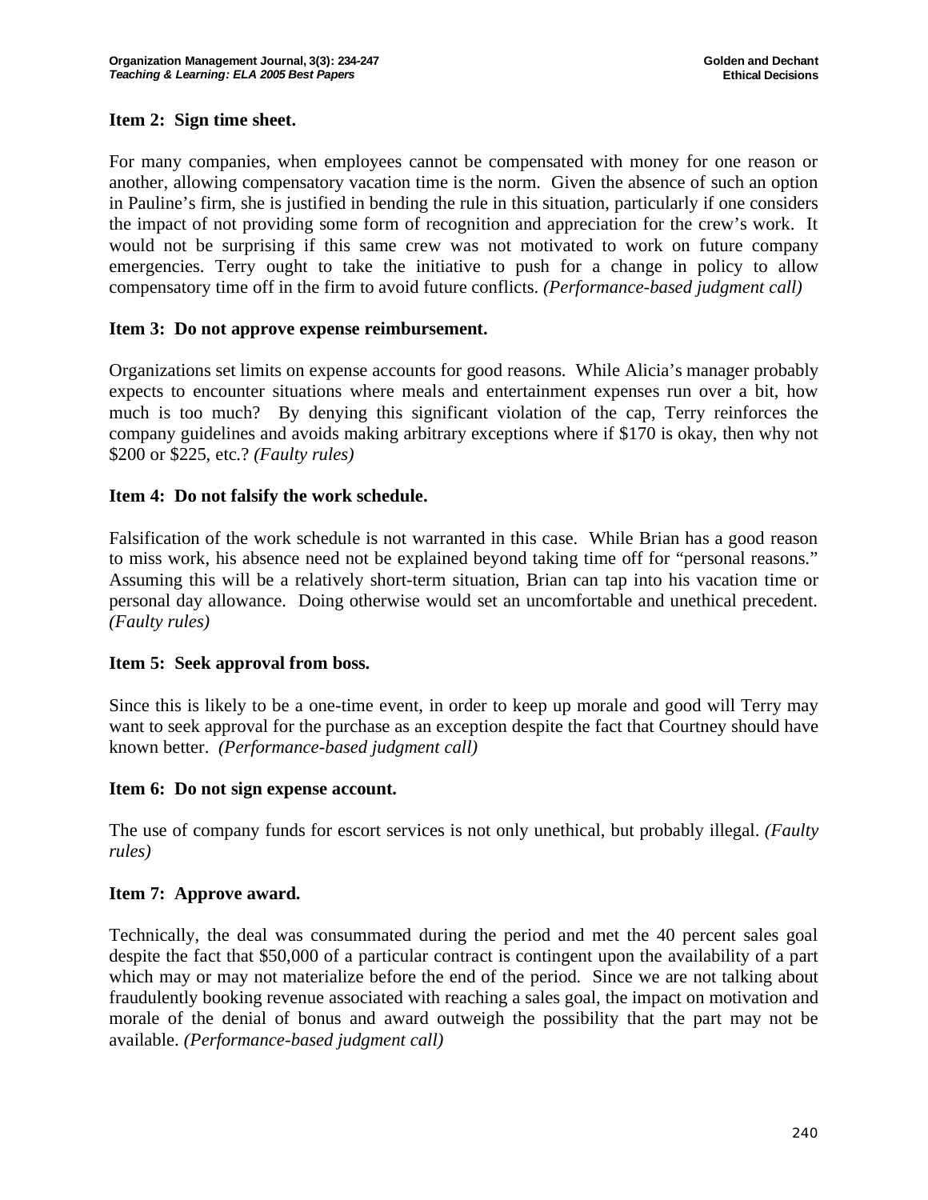**Item 2: Sign time sheet.**

For many companies, when employees cannot be compensated with money for one reason or another, allowing compensatory vacation time is the norm. Given the absence of such an option in Pauline's firm, she is justified in bending the rule in this situation, particularly if one considers the impact of not providing some form of recognition and appreciation for the crew's work. It would not be surprising if this same crew was not motivated to work on future company emergencies. Terry ought to take the initiative to push for a change in policy to allow compensatory time off in the firm to avoid future conflicts. *(Performance-based judgment call)*

**Item 3: Do not approve expense reimbursement.**

Organizations set limits on expense accounts for good reasons. While Alicia's manager probably expects to encounter situations where meals and entertainment expenses run over a bit, how much is too much? By denying this significant violation of the cap, Terry reinforces the company guidelines and avoids making arbitrary exceptions where if $170 is okay, then why not $200 or $225, etc.? *(Faulty rules)*

**Item 4: Do not falsify the work schedule.**

Falsification of the work schedule is not warranted in this case. While Brian has a good reason to miss work, his absence need not be explained beyond taking time off for "personal reasons." Assuming this will be a relatively short-term situation, Brian can tap into his vacation time or personal day allowance. Doing otherwise would set an uncomfortable and unethical precedent. *(Faulty rules)*

**Item 5: Seek approval from boss.**

Since this is likely to be a one-time event, in order to keep up morale and good will Terry may want to seek approval for the purchase as an exception despite the fact that Courtney should have known better. *(Performance-based judgment call)*

**Item 6: Do not sign expense account.**

The use of company funds for escort services is not only unethical, but probably illegal. *(Faulty rules)*

**Item 7: Approve award.**

Technically, the deal was consummated during the period and met the 40 percent sales goal despite the fact that $50,000 of a particular contract is contingent upon the availability of a part which may or may not materialize before the end of the period. Since we are not talking about fraudulently booking revenue associated with reaching a sales goal, the impact on motivation and morale of the denial of bonus and award outweigh the possibility that the part may not be available. *(Performance-based judgment call)*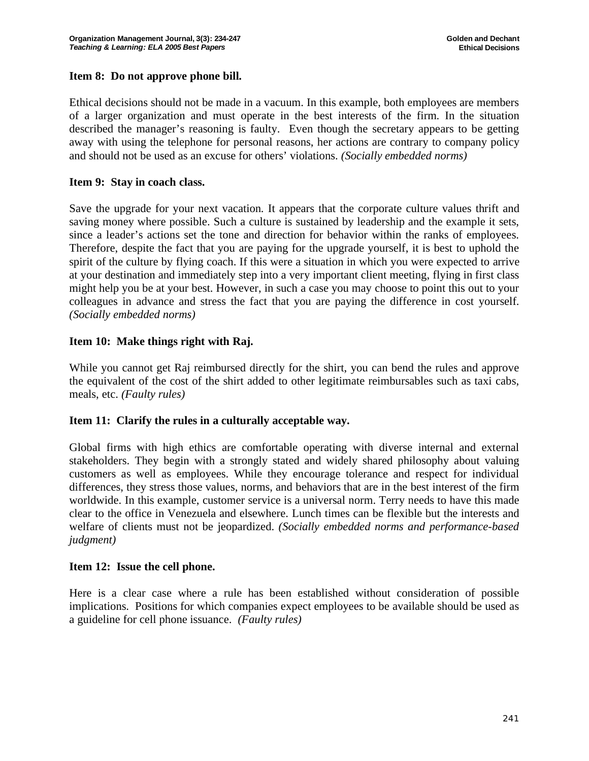**Item 8: Do not approve phone bill.**

Ethical decisions should not be made in a vacuum. In this example, both employees are members of a larger organization and must operate in the best interests of the firm. In the situation described the manager's reasoning is faulty. Even though the secretary appears to be getting away with using the telephone for personal reasons, her actions are contrary to company policy and should not be used as an excuse for others' violations. *(Socially embedded norms)*

**Item 9: Stay in coach class.**

Save the upgrade for your next vacation. It appears that the corporate culture values thrift and saving money where possible. Such a culture is sustained by leadership and the example it sets, since a leader's actions set the tone and direction for behavior within the ranks of employees. Therefore, despite the fact that you are paying for the upgrade yourself, it is best to uphold the spirit of the culture by flying coach. If this were a situation in which you were expected to arrive at your destination and immediately step into a very important client meeting, flying in first class might help you be at your best. However, in such a case you may choose to point this out to your colleagues in advance and stress the fact that you are paying the difference in cost yourself. *(Socially embedded norms)*

**Item 10: Make things right with Raj.**

While you cannot get Raj reimbursed directly for the shirt, you can bend the rules and approve the equivalent of the cost of the shirt added to other legitimate reimbursables such as taxi cabs, meals, etc. *(Faulty rules)*

**Item 11: Clarify the rules in a culturally acceptable way.**

Global firms with high ethics are comfortable operating with diverse internal and external stakeholders. They begin with a strongly stated and widely shared philosophy about valuing customers as well as employees. While they encourage tolerance and respect for individual differences, they stress those values, norms, and behaviors that are in the best interest of the firm worldwide. In this example, customer service is a universal norm. Terry needs to have this made clear to the office in Venezuela and elsewhere. Lunch times can be flexible but the interests and welfare of clients must not be jeopardized. *(Socially embedded norms and performance-based judgment)*

**Item 12: Issue the cell phone.**

Here is a clear case where a rule has been established without consideration of possible implications. Positions for which companies expect employees to be available should be used as a guideline for cell phone issuance. *(Faulty rules)*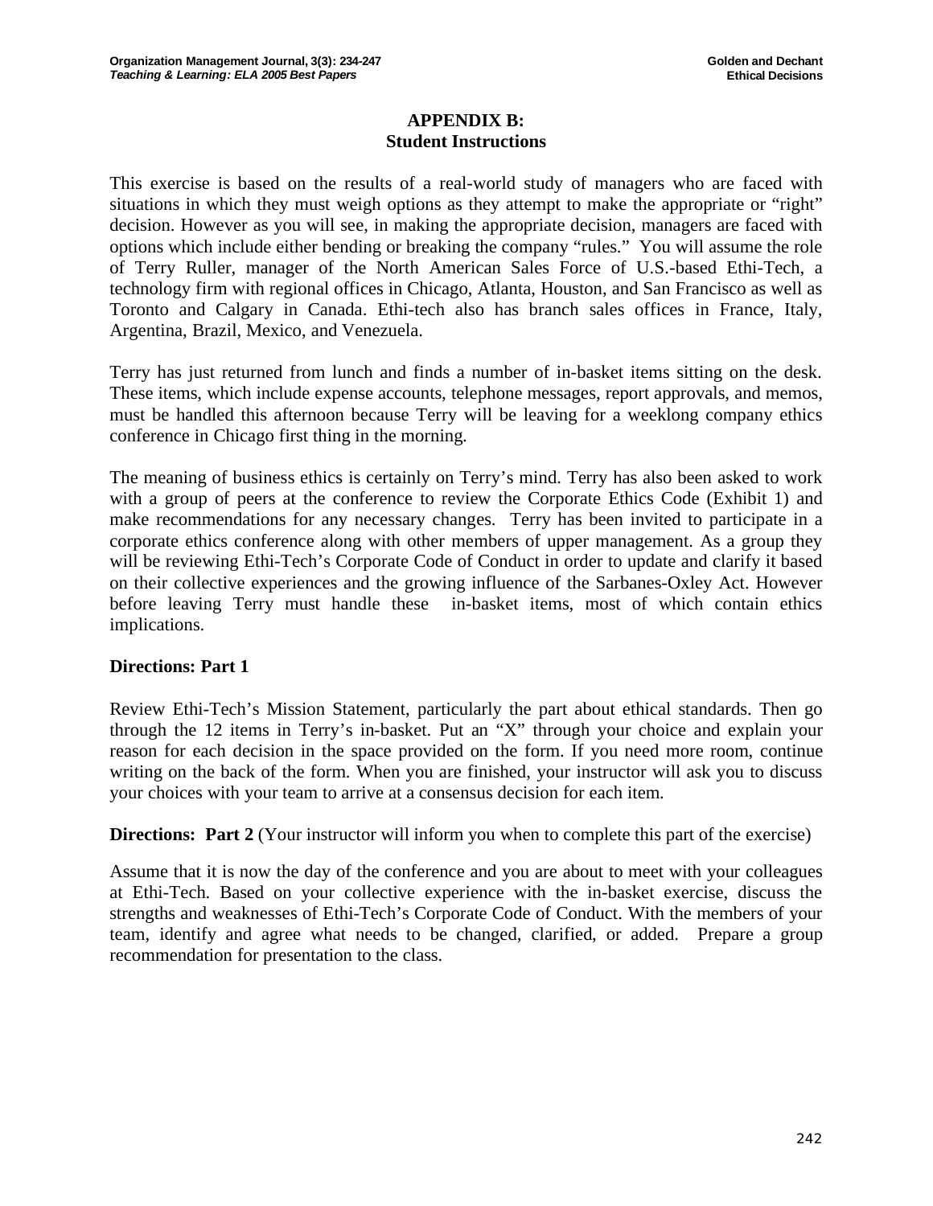# APPENDIX B:
## Student Instructions

This exercise is based on the results of a real-world study of managers who are faced with situations in which they must weigh options as they attempt to make the appropriate or "right" decision. However as you will see, in making the appropriate decision, managers are faced with options which include either bending or breaking the company "rules." You will assume the role of Terry Ruller, manager of the North American Sales Force of U.S.-based Ethi-Tech, a technology firm with regional offices in Chicago, Atlanta, Houston, and San Francisco as well as Toronto and Calgary in Canada. Ethi-tech also has branch sales offices in France, Italy, Argentina, Brazil, Mexico, and Venezuela.

Terry has just returned from lunch and finds a number of in-basket items sitting on the desk. These items, which include expense accounts, telephone messages, report approvals, and memos, must be handled this afternoon because Terry will be leaving for a weeklong company ethics conference in Chicago first thing in the morning.

The meaning of business ethics is certainly on Terry's mind. Terry has also been asked to work with a group of peers at the conference to review the Corporate Ethics Code (Exhibit 1) and make recommendations for any necessary changes. Terry has been invited to participate in a corporate ethics conference along with other members of upper management. As a group they will be reviewing Ethi-Tech's Corporate Code of Conduct in order to update and clarify it based on their collective experiences and the growing influence of the Sarbanes-Oxley Act. However before leaving Terry must handle these in-basket items, most of which contain ethics implications.

**Directions: Part 1**

Review Ethi-Tech's Mission Statement, particularly the part about ethical standards. Then go through the 12 items in Terry's in-basket. Put an "X" through your choice and explain your reason for each decision in the space provided on the form. If you need more room, continue writing on the back of the form. When you are finished, your instructor will ask you to discuss your choices with your team to arrive at a consensus decision for each item.

**Directions: Part 2** (Your instructor will inform you when to complete this part of the exercise)

Assume that it is now the day of the conference and you are about to meet with your colleagues at Ethi-Tech. Based on your collective experience with the in-basket exercise, discuss the strengths and weaknesses of Ethi-Tech's Corporate Code of Conduct. With the members of your team, identify and agree what needs to be changed, clarified, or added. Prepare a group recommendation for presentation to the class.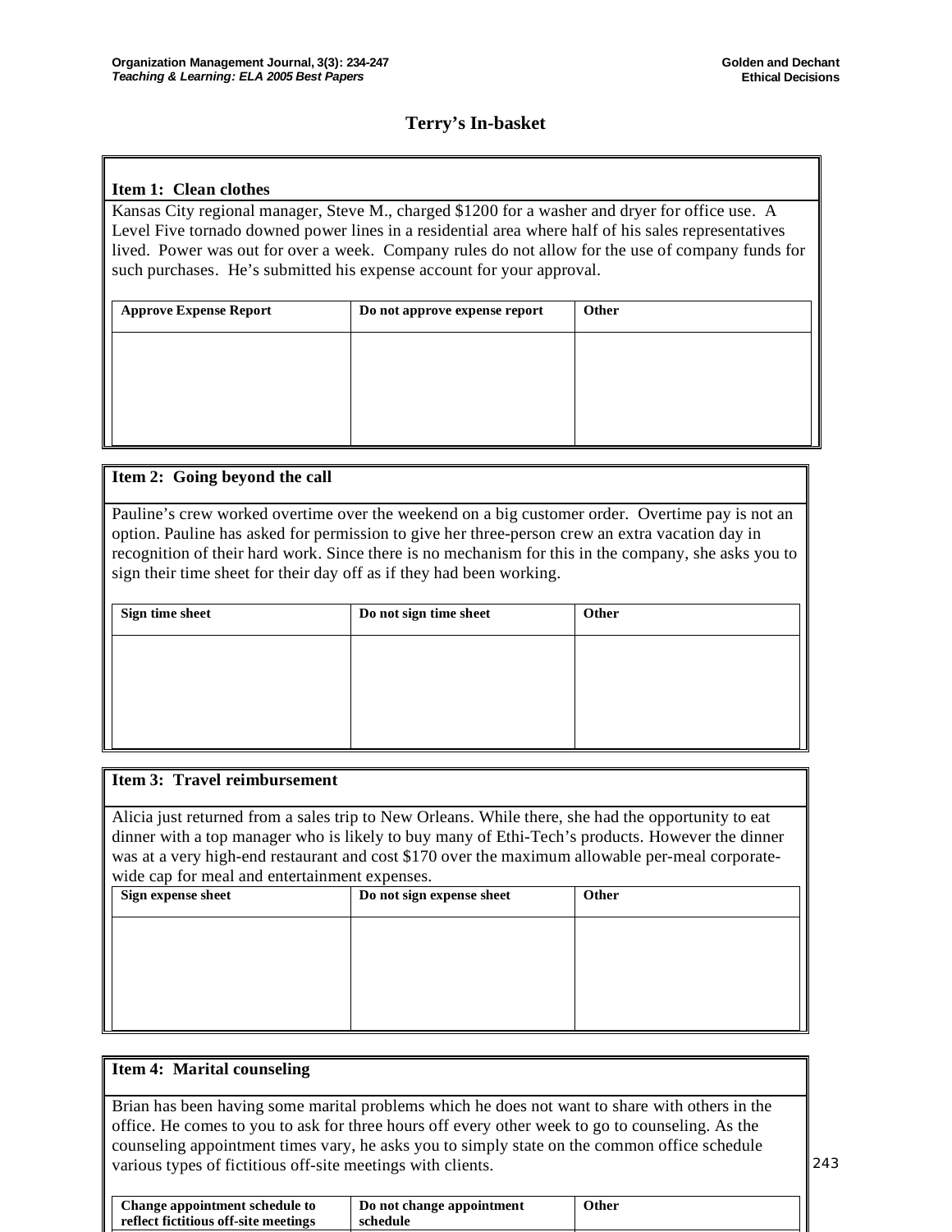## Terry's In-basket

### Item 1: Clean clothes

Kansas City regional manager, Steve M., charged $1200 for a washer and dryer for office use. A Level Five tornado downed power lines in a residential area where half of his sales representatives lived. Power was out for over a week. Company rules do not allow for the use of company funds for such purchases. He's submitted his expense account for your approval.

| Approve Expense Report | Do not approve expense report | Other |
|---|---|---|
| | | |

### Item 2: Going beyond the call

Pauline's crew worked overtime over the weekend on a big customer order. Overtime pay is not an option. Pauline has asked for permission to give her three-person crew an extra vacation day in recognition of their hard work. Since there is no mechanism for this in the company, she asks you to sign their time sheet for their day off as if they had been working.

| Sign time sheet | Do not sign time sheet | Other |
|---|---|---|
| | | |

### Item 3: Travel reimbursement

Alicia just returned from a sales trip to New Orleans. While there, she had the opportunity to eat dinner with a top manager who is likely to buy many of Ethi-Tech's products. However the dinner was at a very high-end restaurant and cost $170 over the maximum allowable per-meal corporate-wide cap for meal and entertainment expenses.

| Sign expense sheet | Do not sign expense sheet | Other |
|---|---|---|
| | | |

### Item 4: Marital counseling

Brian has been having some marital problems which he does not want to share with others in the office. He comes to you to ask for three hours off every other week to go to counseling. As the counseling appointment times vary, he asks you to simply state on the common office schedule various types of fictitious off-site meetings with clients.

| Change appointment schedule to reflect fictitious off-site meetings | Do not change appointment schedule | Other |
|---|---|---|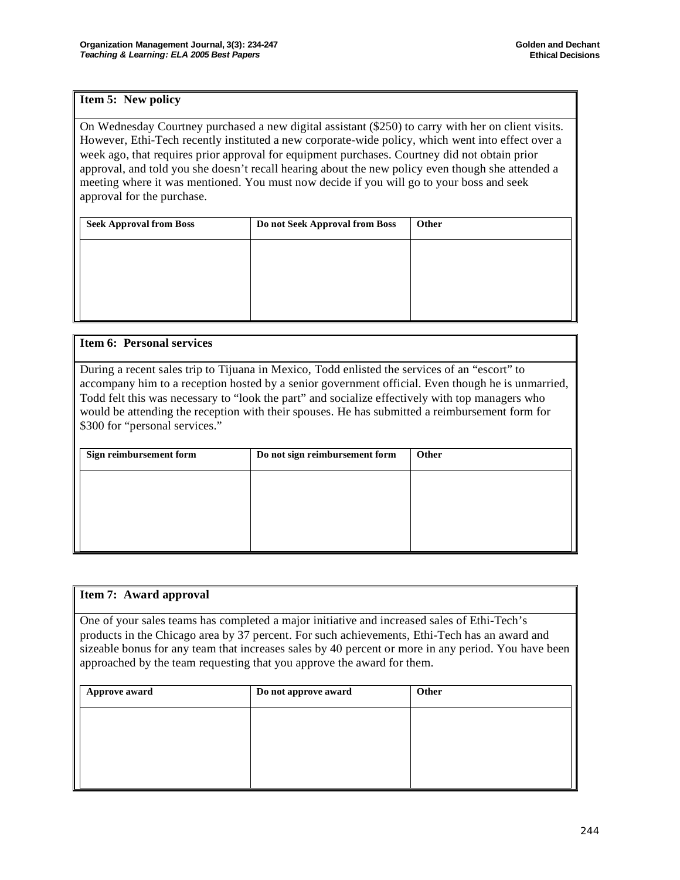**Item 5: New policy**

On Wednesday Courtney purchased a new digital assistant ($250) to carry with her on client visits. However, Ethi-Tech recently instituted a new corporate-wide policy, which went into effect over a week ago, that requires prior approval for equipment purchases. Courtney did not obtain prior approval, and told you she doesn't recall hearing about the new policy even though she attended a meeting where it was mentioned. You must now decide if you will go to your boss and seek approval for the purchase.

| Seek Approval from Boss | Do not Seek Approval from Boss | Other |
|---|---|---|
| | | |

**Item 6: Personal services**

During a recent sales trip to Tijuana in Mexico, Todd enlisted the services of an "escort" to accompany him to a reception hosted by a senior government official. Even though he is unmarried, Todd felt this was necessary to "look the part" and socialize effectively with top managers who would be attending the reception with their spouses. He has submitted a reimbursement form for $300 for "personal services."

| Sign reimbursement form | Do not sign reimbursement form | Other |
|---|---|---|
| | | |

**Item 7: Award approval**

One of your sales teams has completed a major initiative and increased sales of Ethi-Tech's products in the Chicago area by 37 percent. For such achievements, Ethi-Tech has an award and sizeable bonus for any team that increases sales by 40 percent or more in any period. You have been approached by the team requesting that you approve the award for them.

| Approve award | Do not approve award | Other |
|---|---|---|
| | | |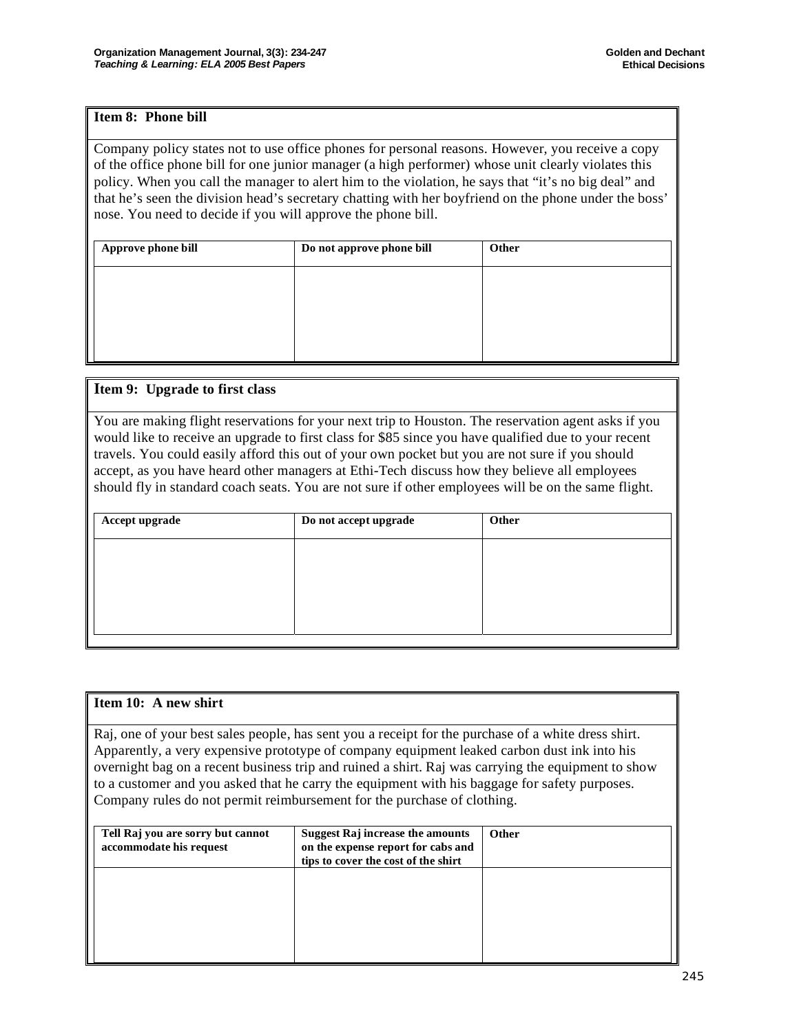### Item 8: Phone bill

Company policy states not to use office phones for personal reasons. However, you receive a copy of the office phone bill for one junior manager (a high performer) whose unit clearly violates this policy. When you call the manager to alert him to the violation, he says that "it's no big deal" and that he's seen the division head's secretary chatting with her boyfriend on the phone under the boss' nose. You need to decide if you will approve the phone bill.

| Approve phone bill | Do not approve phone bill | Other |
| --- | --- | --- |
| | | |

### Item 9: Upgrade to first class

You are making flight reservations for your next trip to Houston. The reservation agent asks if you would like to receive an upgrade to first class for $85 since you have qualified due to your recent travels. You could easily afford this out of your own pocket but you are not sure if you should accept, as you have heard other managers at Ethi-Tech discuss how they believe all employees should fly in standard coach seats. You are not sure if other employees will be on the same flight.

| Accept upgrade | Do not accept upgrade | Other |
| --- | --- | --- |
| | | |

### Item 10: A new shirt

Raj, one of your best sales people, has sent you a receipt for the purchase of a white dress shirt. Apparently, a very expensive prototype of company equipment leaked carbon dust ink into his overnight bag on a recent business trip and ruined a shirt. Raj was carrying the equipment to show to a customer and you asked that he carry the equipment with his baggage for safety purposes. Company rules do not permit reimbursement for the purchase of clothing.

| Tell Raj you are sorry but cannot accommodate his request | Suggest Raj increase the amounts on the expense report for cabs and tips to cover the cost of the shirt | Other |
| --- | --- | --- |
| | | |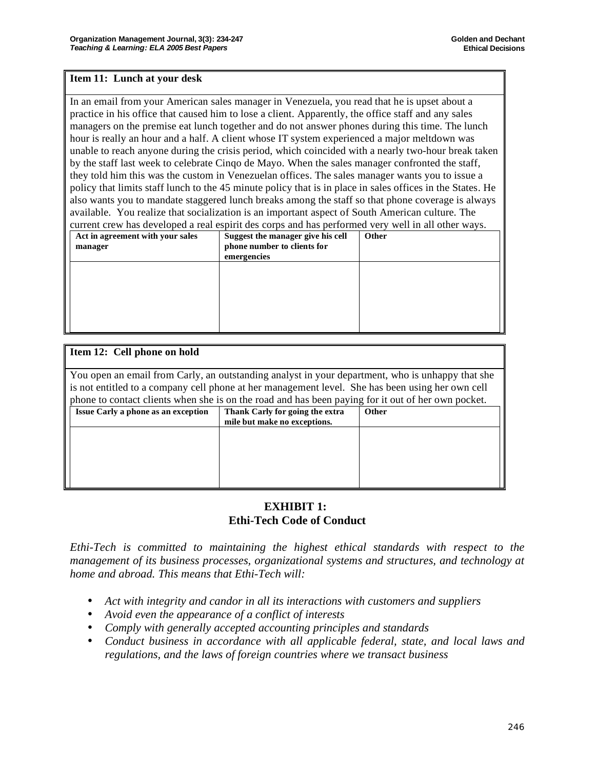**Item 11: Lunch at your desk**

In an email from your American sales manager in Venezuela, you read that he is upset about a practice in his office that caused him to lose a client. Apparently, the office staff and any sales managers on the premise eat lunch together and do not answer phones during this time. The lunch hour is really an hour and a half. A client whose IT system experienced a major meltdown was unable to reach anyone during the crisis period, which coincided with a nearly two-hour break taken by the staff last week to celebrate Cinqo de Mayo. When the sales manager confronted the staff, they told him this was the custom in Venezuelan offices. The sales manager wants you to issue a policy that limits staff lunch to the 45 minute policy that is in place in sales offices in the States. He also wants you to mandate staggered lunch breaks among the staff so that phone coverage is always available. You realize that socialization is an important aspect of South American culture. The current crew has developed a real espirit des corps and has performed very well in all other ways.

| Act in agreement with your sales manager | Suggest the manager give his cell phone number to clients for emergencies | Other |
|---|---|---|
| | | |

**Item 12: Cell phone on hold**

You open an email from Carly, an outstanding analyst in your department, who is unhappy that she is not entitled to a company cell phone at her management level. She has been using her own cell phone to contact clients when she is on the road and has been paying for it out of her own pocket.

| Issue Carly a phone as an exception | Thank Carly for going the extra mile but make no exceptions. | Other |
|---|---|---|
| | | |

## EXHIBIT 1: Ethi-Tech Code of Conduct

*Ethi-Tech is committed to maintaining the highest ethical standards with respect to the management of its business processes, organizational systems and structures, and technology at home and abroad. This means that Ethi-Tech will:*

- *Act with integrity and candor in all its interactions with customers and suppliers*
- *Avoid even the appearance of a conflict of interests*
- *Comply with generally accepted accounting principles and standards*
- *Conduct business in accordance with all applicable federal, state, and local laws and regulations, and the laws of foreign countries where we transact business*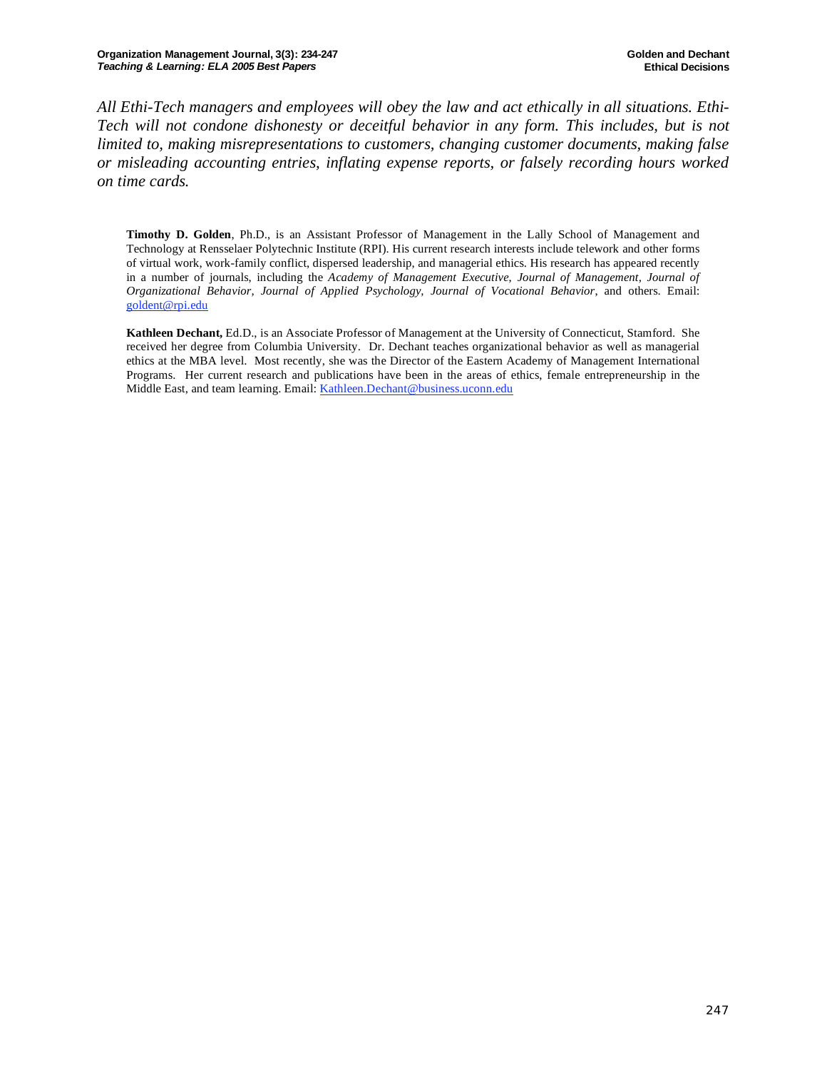*All Ethi-Tech managers and employees will obey the law and act ethically in all situations. Ethi-Tech will not condone dishonesty or deceitful behavior in any form. This includes, but is not limited to, making misrepresentations to customers, changing customer documents, making false or misleading accounting entries, inflating expense reports, or falsely recording hours worked on time cards.*

**Timothy D. Golden**, Ph.D., is an Assistant Professor of Management in the Lally School of Management and Technology at Rensselaer Polytechnic Institute (RPI). His current research interests include telework and other forms of virtual work, work-family conflict, dispersed leadership, and managerial ethics. His research has appeared recently in a number of journals, including the *Academy of Management Executive*, *Journal of Management*, *Journal of Organizational Behavior*, *Journal of Applied Psychology*, *Journal of Vocational Behavior*, and others. Email: goldent@rpi.edu

**Kathleen Dechant,** Ed.D., is an Associate Professor of Management at the University of Connecticut, Stamford. She received her degree from Columbia University. Dr. Dechant teaches organizational behavior as well as managerial ethics at the MBA level. Most recently, she was the Director of the Eastern Academy of Management International Programs. Her current research and publications have been in the areas of ethics, female entrepreneurship in the Middle East, and team learning. Email: Kathleen.Dechant@business.uconn.edu